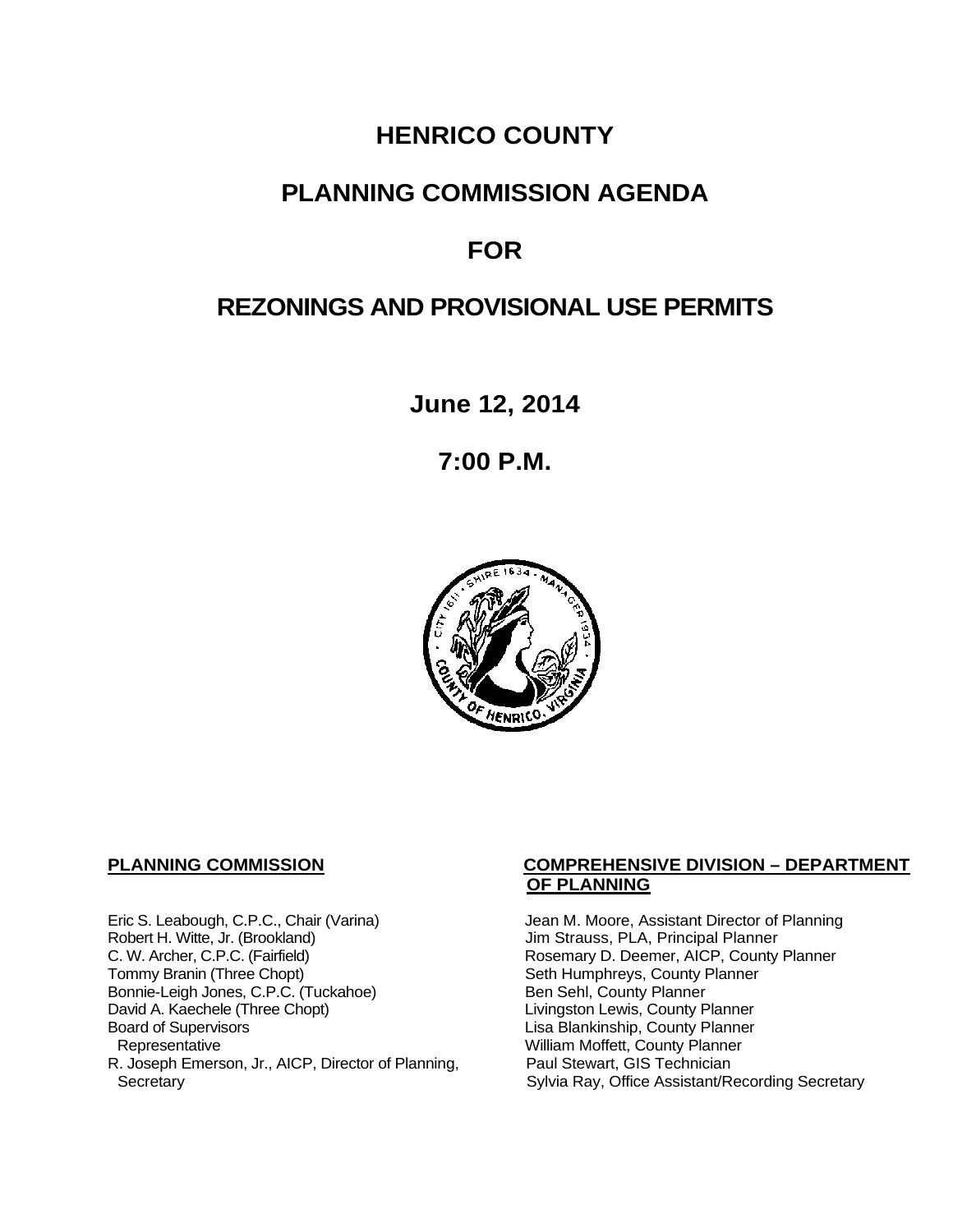# HENRICO COUNTY

## PLANNING COMMISSION AGENDA

## FOR

## REZONINGS AND PROVISIONAL USE PERMITS

**June 12, 2014**

**7:00 P.M.**

**PLANNING COMMISSION**

Eric S. Leabough, C.P.C., Chair (Varina)
Robert H. Witte, Jr. (Brookland)
C. W. Archer, C.P.C. (Fairfield)
Tommy Branin (Three Chopt)
Bonnie-Leigh Jones, C.P.C. (Tuckahoe)
David A. Kaechele (Three Chopt)
Board of Supervisors
  Representative
R. Joseph Emerson, Jr., AICP, Director of Planning,
  Secretary

**COMPREHENSIVE DIVISION – DEPARTMENT OF PLANNING**

Jean M. Moore, Assistant Director of Planning
Jim Strauss, PLA, Principal Planner
Rosemary D. Deemer, AICP, County Planner
Seth Humphreys, County Planner
Ben Sehl, County Planner
Livingston Lewis, County Planner
Lisa Blankinship, County Planner
William Moffett, County Planner
Paul Stewart, GIS Technician
Sylvia Ray, Office Assistant/Recording Secretary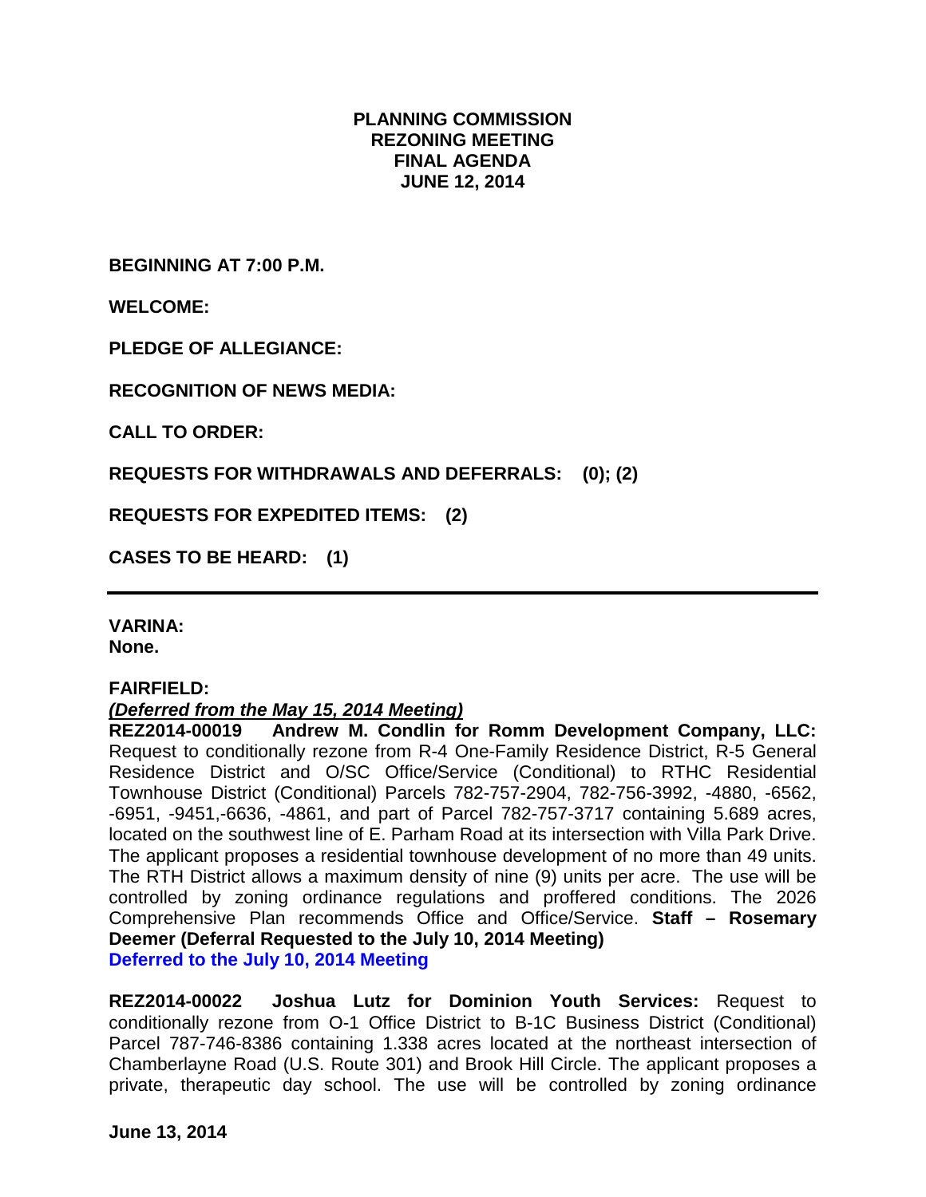**PLANNING COMMISSION**
**REZONING MEETING**
**FINAL AGENDA**
**JUNE 12, 2014**

**BEGINNING AT 7:00 P.M.**

**WELCOME:**

**PLEDGE OF ALLEGIANCE:**

**RECOGNITION OF NEWS MEDIA:**

**CALL TO ORDER:**

**REQUESTS FOR WITHDRAWALS AND DEFERRALS: (0); (2)**

**REQUESTS FOR EXPEDITED ITEMS: (2)**

**CASES TO BE HEARD: (1)**

---

**VARINA:**
**None.**

**FAIRFIELD:**
***(Deferred from the May 15, 2014 Meeting)***
**REZ2014-00019 Andrew M. Condlin for Romm Development Company, LLC:** Request to conditionally rezone from R-4 One-Family Residence District, R-5 General Residence District and O/SC Office/Service (Conditional) to RTHC Residential Townhouse District (Conditional) Parcels 782-757-2904, 782-756-3992, -4880, -6562, -6951, -9451,-6636, -4861, and part of Parcel 782-757-3717 containing 5.689 acres, located on the southwest line of E. Parham Road at its intersection with Villa Park Drive. The applicant proposes a residential townhouse development of no more than 49 units. The RTH District allows a maximum density of nine (9) units per acre. The use will be controlled by zoning ordinance regulations and proffered conditions. The 2026 Comprehensive Plan recommends Office and Office/Service. **Staff – Rosemary Deemer (Deferral Requested to the July 10, 2014 Meeting)**
**Deferred to the July 10, 2014 Meeting**

**REZ2014-00022 Joshua Lutz for Dominion Youth Services:** Request to conditionally rezone from O-1 Office District to B-1C Business District (Conditional) Parcel 787-746-8386 containing 1.338 acres located at the northeast intersection of Chamberlayne Road (U.S. Route 301) and Brook Hill Circle. The applicant proposes a private, therapeutic day school. The use will be controlled by zoning ordinance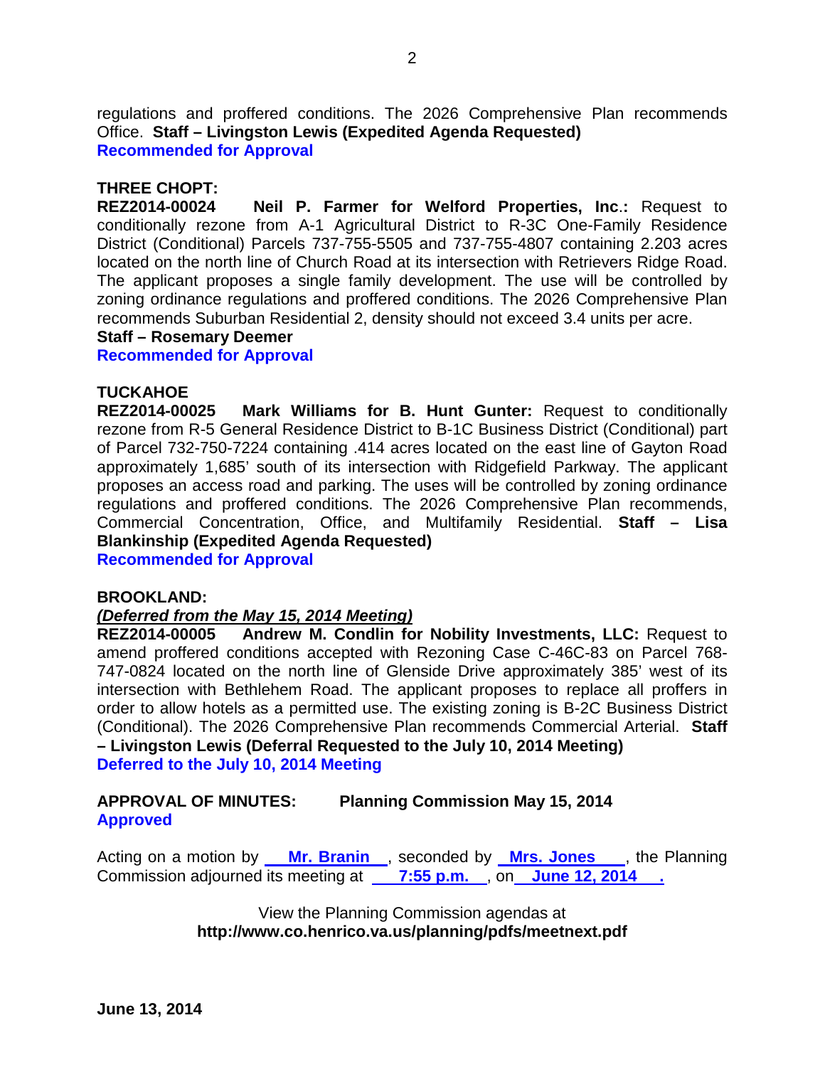regulations and proffered conditions. The 2026 Comprehensive Plan recommends Office. **Staff – Livingston Lewis (Expedited Agenda Requested)**
**Recommended for Approval**

**THREE CHOPT:**
**REZ2014-00024 Neil P. Farmer for Welford Properties, Inc.:** Request to conditionally rezone from A-1 Agricultural District to R-3C One-Family Residence District (Conditional) Parcels 737-755-5505 and 737-755-4807 containing 2.203 acres located on the north line of Church Road at its intersection with Retrievers Ridge Road. The applicant proposes a single family development. The use will be controlled by zoning ordinance regulations and proffered conditions. The 2026 Comprehensive Plan recommends Suburban Residential 2, density should not exceed 3.4 units per acre.
**Staff – Rosemary Deemer**
**Recommended for Approval**

**TUCKAHOE**
**REZ2014-00025 Mark Williams for B. Hunt Gunter:** Request to conditionally rezone from R-5 General Residence District to B-1C Business District (Conditional) part of Parcel 732-750-7224 containing .414 acres located on the east line of Gayton Road approximately 1,685' south of its intersection with Ridgefield Parkway. The applicant proposes an access road and parking. The uses will be controlled by zoning ordinance regulations and proffered conditions. The 2026 Comprehensive Plan recommends, Commercial Concentration, Office, and Multifamily Residential. **Staff – Lisa Blankinship (Expedited Agenda Requested)**
**Recommended for Approval**

**BROOKLAND:**
***(Deferred from the May 15, 2014 Meeting)***
**REZ2014-00005 Andrew M. Condlin for Nobility Investments, LLC:** Request to amend proffered conditions accepted with Rezoning Case C-46C-83 on Parcel 768-747-0824 located on the north line of Glenside Drive approximately 385' west of its intersection with Bethlehem Road. The applicant proposes to replace all proffers in order to allow hotels as a permitted use. The existing zoning is B-2C Business District (Conditional). The 2026 Comprehensive Plan recommends Commercial Arterial. **Staff – Livingston Lewis (Deferral Requested to the July 10, 2014 Meeting)**
**Deferred to the July 10, 2014 Meeting**

**APPROVAL OF MINUTES: Planning Commission May 15, 2014**
**Approved**

Acting on a motion by **Mr. Branin**, seconded by **Mrs. Jones**, the Planning Commission adjourned its meeting at **7:55 p.m.**, on **June 12, 2014**.

View the Planning Commission agendas at
**http://www.co.henrico.va.us/planning/pdfs/meetnext.pdf**

**June 13, 2014**